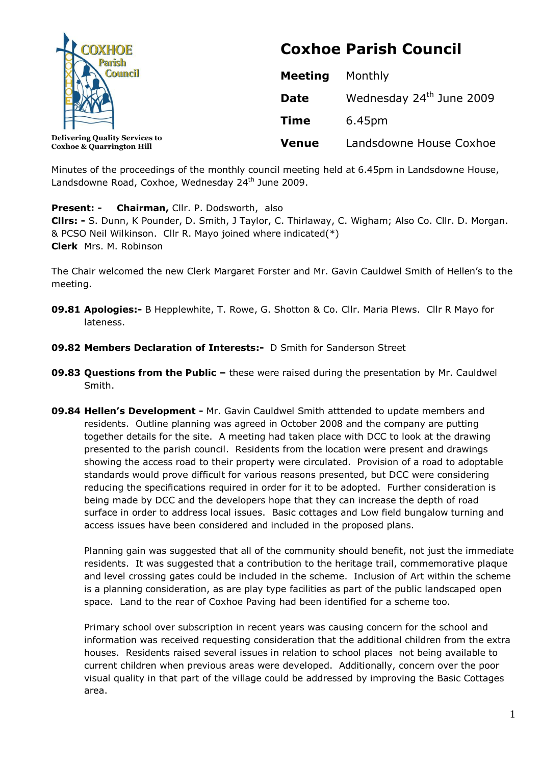COXHOE Parish Council

Delivering Quality Services to Coxhoe & Quarrington Hill

# Coxhoe Parish Council

| | |
|---|---|
| **Meeting** | Monthly |
| **Date** | Wednesday 24th June 2009 |
| **Time** | 6.45pm |
| **Venue** | Landsdowne House Coxhoe |

Minutes of the proceedings of the monthly council meeting held at 6.45pm in Landsdowne House, Landsdowne Road, Coxhoe, Wednesday 24th June 2009.

**Present: -** **Chairman,** Cllr. P. Dodsworth, also
**Cllrs: -** S. Dunn, K Pounder, D. Smith, J Taylor, C. Thirlaway, C. Wigham; Also Co. Cllr. D. Morgan. & PCSO Neil Wilkinson. Cllr R. Mayo joined where indicated(*)
**Clerk** Mrs. M. Robinson

The Chair welcomed the new Clerk Margaret Forster and Mr. Gavin Cauldwel Smith of Hellen's to the meeting.

**09.81 Apologies:-** B Hepplewhite, T. Rowe, G. Shotton & Co. Cllr. Maria Plews. Cllr R Mayo for lateness.

**09.82 Members Declaration of Interests:-** D Smith for Sanderson Street

**09.83 Questions from the Public –** these were raised during the presentation by Mr. Cauldwel Smith.

**09.84 Hellen's Development -** Mr. Gavin Cauldwel Smith atttended to update members and residents. Outline planning was agreed in October 2008 and the company are putting together details for the site. A meeting had taken place with DCC to look at the drawing presented to the parish council. Residents from the location were present and drawings showing the access road to their property were circulated. Provision of a road to adoptable standards would prove difficult for various reasons presented, but DCC were considering reducing the specifications required in order for it to be adopted. Further consideration is being made by DCC and the developers hope that they can increase the depth of road surface in order to address local issues. Basic cottages and Low field bungalow turning and access issues have been considered and included in the proposed plans.

Planning gain was suggested that all of the community should benefit, not just the immediate residents. It was suggested that a contribution to the heritage trail, commemorative plaque and level crossing gates could be included in the scheme. Inclusion of Art within the scheme is a planning consideration, as are play type facilities as part of the public landscaped open space. Land to the rear of Coxhoe Paving had been identified for a scheme too.

Primary school over subscription in recent years was causing concern for the school and information was received requesting consideration that the additional children from the extra houses. Residents raised several issues in relation to school places not being available to current children when previous areas were developed. Additionally, concern over the poor visual quality in that part of the village could be addressed by improving the Basic Cottages area.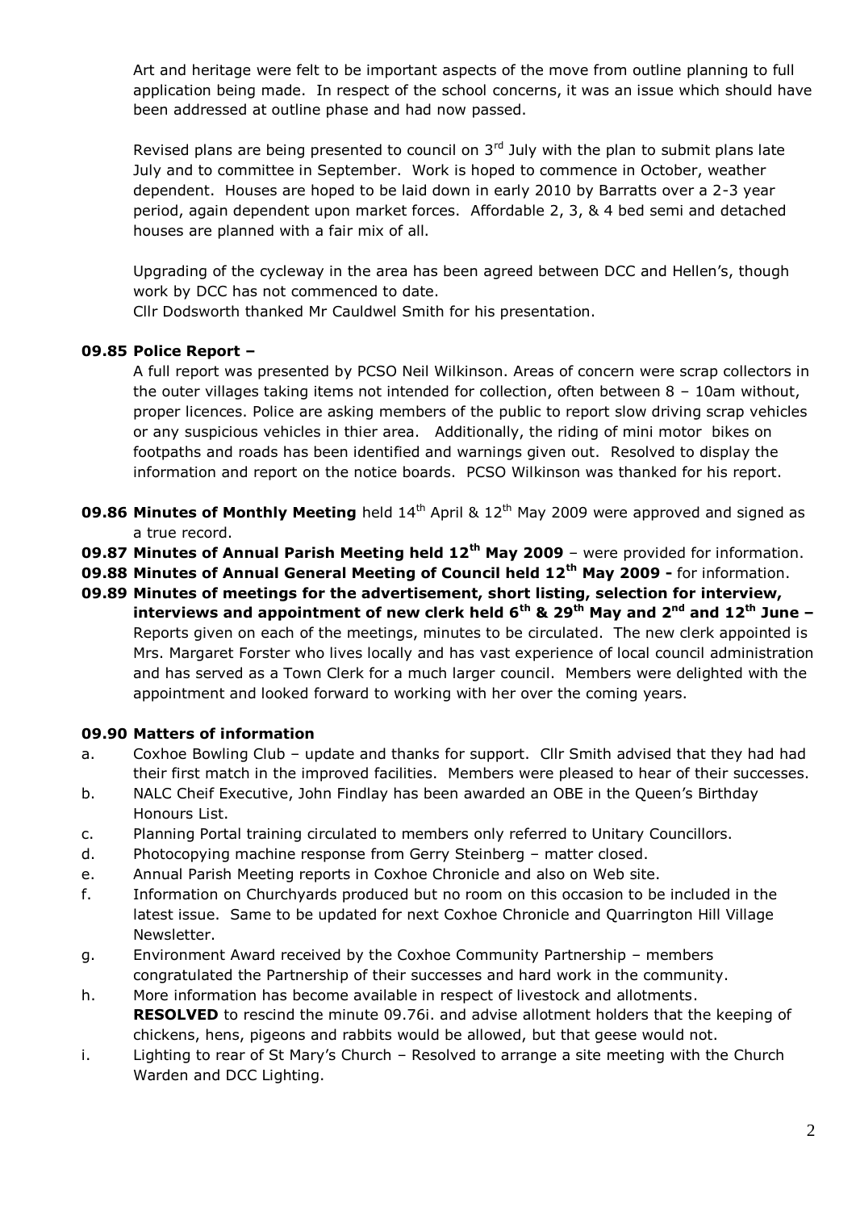Art and heritage were felt to be important aspects of the move from outline planning to full application being made. In respect of the school concerns, it was an issue which should have been addressed at outline phase and had now passed.

Revised plans are being presented to council on 3rd July with the plan to submit plans late July and to committee in September. Work is hoped to commence in October, weather dependent. Houses are hoped to be laid down in early 2010 by Barratts over a 2-3 year period, again dependent upon market forces. Affordable 2, 3, & 4 bed semi and detached houses are planned with a fair mix of all.

Upgrading of the cycleway in the area has been agreed between DCC and Hellen's, though work by DCC has not commenced to date.
Cllr Dodsworth thanked Mr Cauldwel Smith for his presentation.

**09.85 Police Report –**

A full report was presented by PCSO Neil Wilkinson. Areas of concern were scrap collectors in the outer villages taking items not intended for collection, often between 8 – 10am without, proper licences. Police are asking members of the public to report slow driving scrap vehicles or any suspicious vehicles in thier area. Additionally, the riding of mini motor bikes on footpaths and roads has been identified and warnings given out. Resolved to display the information and report on the notice boards. PCSO Wilkinson was thanked for his report.

**09.86 Minutes of Monthly Meeting** held 14th April & 12th May 2009 were approved and signed as a true record.

**09.87 Minutes of Annual Parish Meeting held 12th May 2009** – were provided for information.

**09.88 Minutes of Annual General Meeting of Council held 12th May 2009 -** for information.

**09.89 Minutes of meetings for the advertisement, short listing, selection for interview, interviews and appointment of new clerk held 6th & 29th May and 2nd and 12th June –** Reports given on each of the meetings, minutes to be circulated. The new clerk appointed is Mrs. Margaret Forster who lives locally and has vast experience of local council administration and has served as a Town Clerk for a much larger council. Members were delighted with the appointment and looked forward to working with her over the coming years.

**09.90 Matters of information**

a. Coxhoe Bowling Club – update and thanks for support. Cllr Smith advised that they had had their first match in the improved facilities. Members were pleased to hear of their successes.
b. NALC Cheif Executive, John Findlay has been awarded an OBE in the Queen's Birthday Honours List.
c. Planning Portal training circulated to members only referred to Unitary Councillors.
d. Photocopying machine response from Gerry Steinberg – matter closed.
e. Annual Parish Meeting reports in Coxhoe Chronicle and also on Web site.
f. Information on Churchyards produced but no room on this occasion to be included in the latest issue. Same to be updated for next Coxhoe Chronicle and Quarrington Hill Village Newsletter.
g. Environment Award received by the Coxhoe Community Partnership – members congratulated the Partnership of their successes and hard work in the community.
h. More information has become available in respect of livestock and allotments. **RESOLVED** to rescind the minute 09.76i. and advise allotment holders that the keeping of chickens, hens, pigeons and rabbits would be allowed, but that geese would not.
i. Lighting to rear of St Mary's Church – Resolved to arrange a site meeting with the Church Warden and DCC Lighting.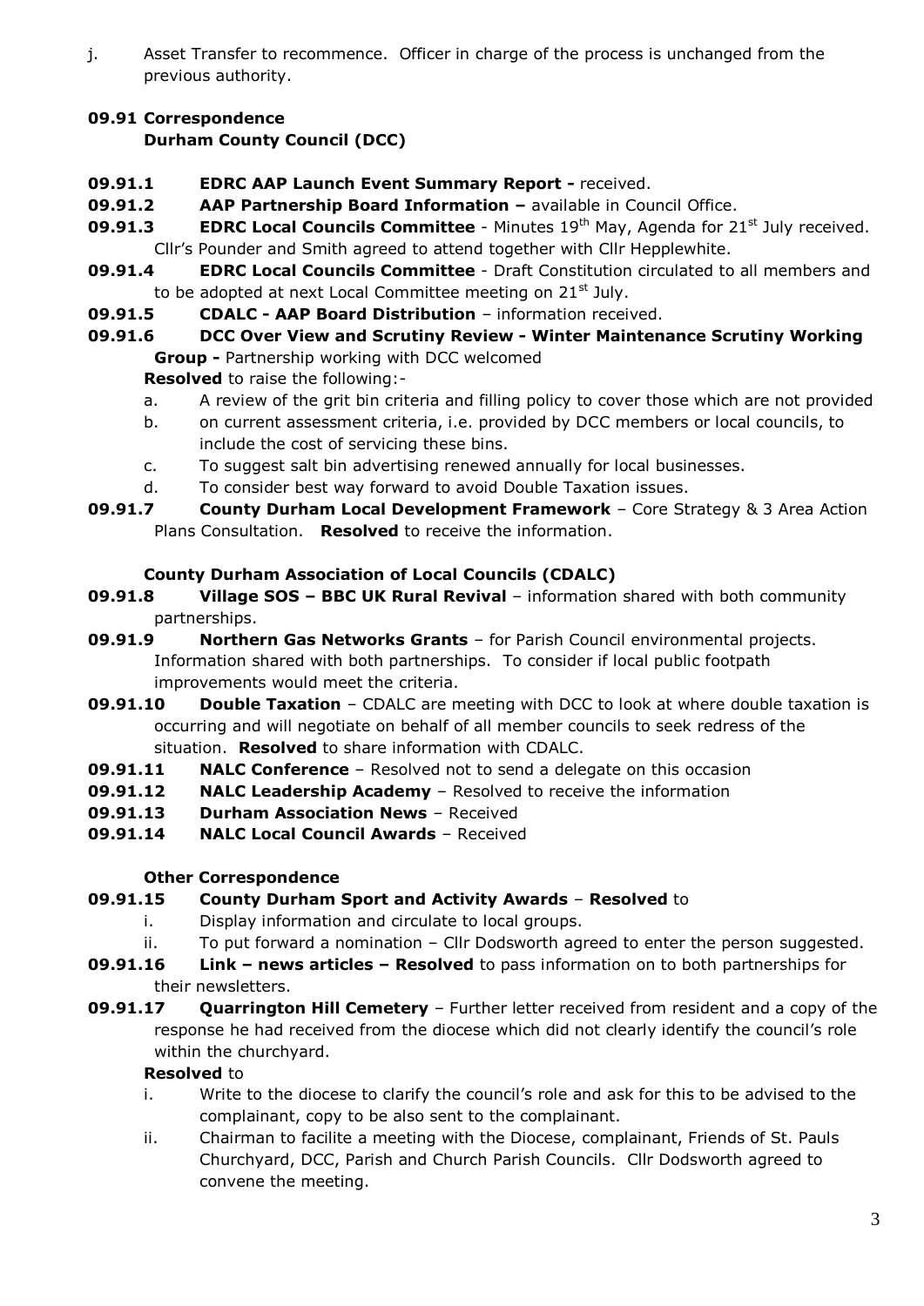j. Asset Transfer to recommence. Officer in charge of the process is unchanged from the previous authority.

**09.91 Correspondence**
**Durham County Council (DCC)**

**09.91.1** **EDRC AAP Launch Event Summary Report -** received.

**09.91.2** **AAP Partnership Board Information –** available in Council Office.

**09.91.3** **EDRC Local Councils Committee** - Minutes 19th May, Agenda for 21st July received. Cllr's Pounder and Smith agreed to attend together with Cllr Hepplewhite.

**09.91.4** **EDRC Local Councils Committee** - Draft Constitution circulated to all members and to be adopted at next Local Committee meeting on 21st July.

**09.91.5** **CDALC - AAP Board Distribution** – information received.

**09.91.6** **DCC Over View and Scrutiny Review - Winter Maintenance Scrutiny Working Group -** Partnership working with DCC welcomed

**Resolved** to raise the following:-

a. A review of the grit bin criteria and filling policy to cover those which are not provided
b. on current assessment criteria, i.e. provided by DCC members or local councils, to include the cost of servicing these bins.
c. To suggest salt bin advertising renewed annually for local businesses.
d. To consider best way forward to avoid Double Taxation issues.

**09.91.7** **County Durham Local Development Framework** – Core Strategy & 3 Area Action Plans Consultation. **Resolved** to receive the information.

**County Durham Association of Local Councils (CDALC)**

**09.91.8** **Village SOS – BBC UK Rural Revival** – information shared with both community partnerships.

**09.91.9** **Northern Gas Networks Grants** – for Parish Council environmental projects. Information shared with both partnerships. To consider if local public footpath improvements would meet the criteria.

**09.91.10** **Double Taxation** – CDALC are meeting with DCC to look at where double taxation is occurring and will negotiate on behalf of all member councils to seek redress of the situation. **Resolved** to share information with CDALC.

**09.91.11** **NALC Conference** – Resolved not to send a delegate on this occasion

**09.91.12** **NALC Leadership Academy** – Resolved to receive the information

**09.91.13** **Durham Association News** – Received

**09.91.14** **NALC Local Council Awards** – Received

**Other Correspondence**

**09.91.15** **County Durham Sport and Activity Awards** – **Resolved** to

i. Display information and circulate to local groups.
ii. To put forward a nomination – Cllr Dodsworth agreed to enter the person suggested.

**09.91.16** **Link – news articles – Resolved** to pass information on to both partnerships for their newsletters.

**09.91.17** **Quarrington Hill Cemetery** – Further letter received from resident and a copy of the response he had received from the diocese which did not clearly identify the council's role within the churchyard.

**Resolved** to

i. Write to the diocese to clarify the council's role and ask for this to be advised to the complainant, copy to be also sent to the complainant.
ii. Chairman to facilite a meeting with the Diocese, complainant, Friends of St. Pauls Churchyard, DCC, Parish and Church Parish Councils. Cllr Dodsworth agreed to convene the meeting.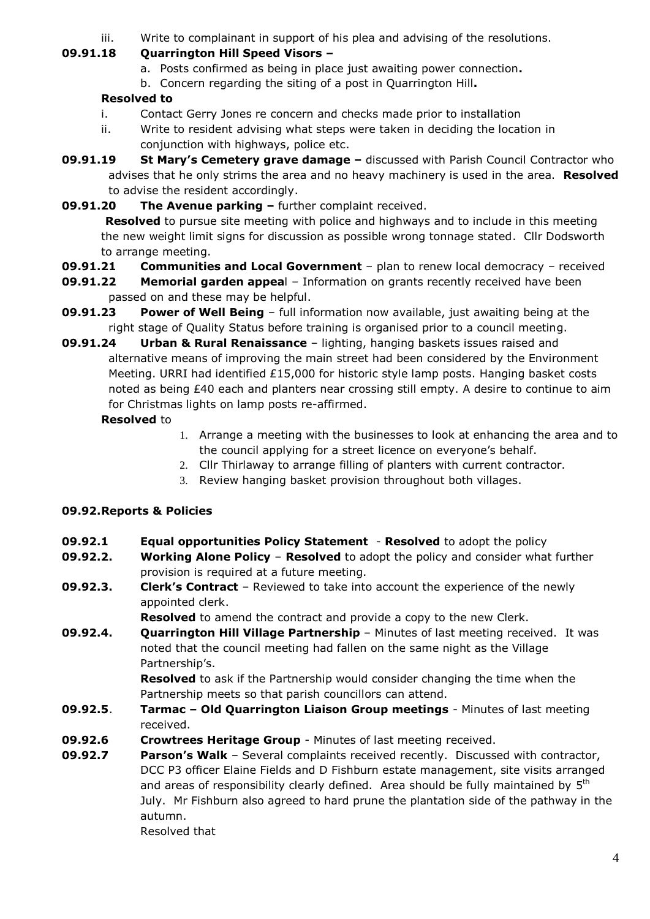iii. Write to complainant in support of his plea and advising of the resolutions.

**09.91.18 Quarrington Hill Speed Visors –**

a. Posts confirmed as being in place just awaiting power connection**.**
b. Concern regarding the siting of a post in Quarrington Hill**.**

**Resolved to**

i. Contact Gerry Jones re concern and checks made prior to installation
ii. Write to resident advising what steps were taken in deciding the location in conjunction with highways, police etc.

**09.91.19 St Mary's Cemetery grave damage –** discussed with Parish Council Contractor who advises that he only strims the area and no heavy machinery is used in the area. **Resolved** to advise the resident accordingly.

**09.91.20 The Avenue parking –** further complaint received.

**Resolved** to pursue site meeting with police and highways and to include in this meeting the new weight limit signs for discussion as possible wrong tonnage stated. Cllr Dodsworth to arrange meeting.

**09.91.21 Communities and Local Government** – plan to renew local democracy – received

**09.91.22 Memorial garden appea**l – Information on grants recently received have been passed on and these may be helpful.

**09.91.23 Power of Well Being** – full information now available, just awaiting being at the right stage of Quality Status before training is organised prior to a council meeting.

**09.91.24 Urban & Rural Renaissance** – lighting, hanging baskets issues raised and alternative means of improving the main street had been considered by the Environment Meeting. URRI had identified £15,000 for historic style lamp posts. Hanging basket costs noted as being £40 each and planters near crossing still empty. A desire to continue to aim for Christmas lights on lamp posts re-affirmed.

**Resolved** to

1. Arrange a meeting with the businesses to look at enhancing the area and to the council applying for a street licence on everyone's behalf.
2. Cllr Thirlaway to arrange filling of planters with current contractor.
3. Review hanging basket provision throughout both villages.

**09.92.Reports & Policies**

**09.92.1 Equal opportunities Policy Statement** - **Resolved** to adopt the policy

**09.92.2. Working Alone Policy** – **Resolved** to adopt the policy and consider what further provision is required at a future meeting.

**09.92.3. Clerk's Contract** – Reviewed to take into account the experience of the newly appointed clerk.

**Resolved** to amend the contract and provide a copy to the new Clerk.

**09.92.4. Quarrington Hill Village Partnership** – Minutes of last meeting received. It was noted that the council meeting had fallen on the same night as the Village Partnership's.

**Resolved** to ask if the Partnership would consider changing the time when the Partnership meets so that parish councillors can attend.

**09.92.5**. **Tarmac – Old Quarrington Liaison Group meetings** - Minutes of last meeting received.

**09.92.6 Crowtrees Heritage Group** - Minutes of last meeting received.

**09.92.7 Parson's Walk** – Several complaints received recently. Discussed with contractor, DCC P3 officer Elaine Fields and D Fishburn estate management, site visits arranged and areas of responsibility clearly defined. Area should be fully maintained by 5th July. Mr Fishburn also agreed to hard prune the plantation side of the pathway in the autumn.

Resolved that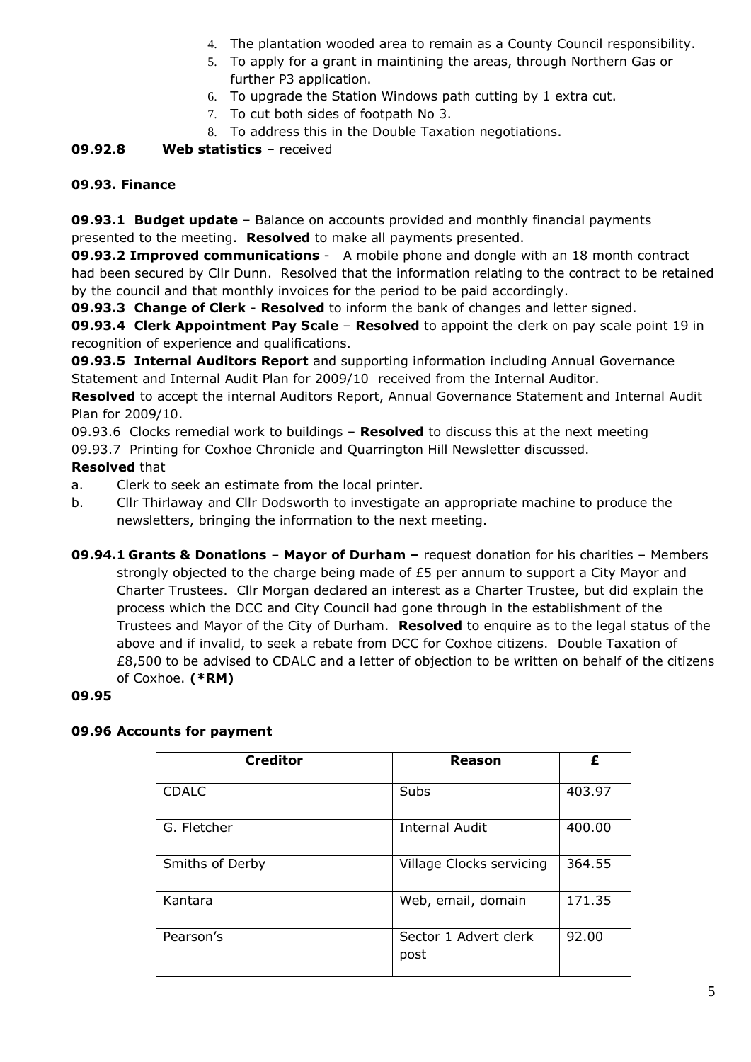4. The plantation wooded area to remain as a County Council responsibility.
5. To apply for a grant in maintining the areas, through Northern Gas or further P3 application.
6. To upgrade the Station Windows path cutting by 1 extra cut.
7. To cut both sides of footpath No 3.
8. To address this in the Double Taxation negotiations.

**09.92.8 Web statistics** – received

**09.93. Finance**

**09.93.1 Budget update** – Balance on accounts provided and monthly financial payments presented to the meeting. **Resolved** to make all payments presented.

**09.93.2 Improved communications** - A mobile phone and dongle with an 18 month contract had been secured by Cllr Dunn. Resolved that the information relating to the contract to be retained by the council and that monthly invoices for the period to be paid accordingly.

**09.93.3 Change of Clerk** - **Resolved** to inform the bank of changes and letter signed.

**09.93.4 Clerk Appointment Pay Scale** – **Resolved** to appoint the clerk on pay scale point 19 in recognition of experience and qualifications.

**09.93.5 Internal Auditors Report** and supporting information including Annual Governance Statement and Internal Audit Plan for 2009/10 received from the Internal Auditor.

**Resolved** to accept the internal Auditors Report, Annual Governance Statement and Internal Audit Plan for 2009/10.

09.93.6 Clocks remedial work to buildings – **Resolved** to discuss this at the next meeting

09.93.7 Printing for Coxhoe Chronicle and Quarrington Hill Newsletter discussed.

**Resolved** that

a. Clerk to seek an estimate from the local printer.
b. Cllr Thirlaway and Cllr Dodsworth to investigate an appropriate machine to produce the newsletters, bringing the information to the next meeting.

**09.94.1 Grants & Donations** – **Mayor of Durham –** request donation for his charities – Members strongly objected to the charge being made of £5 per annum to support a City Mayor and Charter Trustees. Cllr Morgan declared an interest as a Charter Trustee, but did explain the process which the DCC and City Council had gone through in the establishment of the Trustees and Mayor of the City of Durham. **Resolved** to enquire as to the legal status of the above and if invalid, to seek a rebate from DCC for Coxhoe citizens. Double Taxation of £8,500 to be advised to CDALC and a letter of objection to be written on behalf of the citizens of Coxhoe. **(*RM)**

**09.95**

**09.96 Accounts for payment**

| Creditor | Reason | £ |
|---|---|---|
| CDALC | Subs | 403.97 |
| G. Fletcher | Internal Audit | 400.00 |
| Smiths of Derby | Village Clocks servicing | 364.55 |
| Kantara | Web, email, domain | 171.35 |
| Pearson's | Sector 1 Advert clerk post | 92.00 |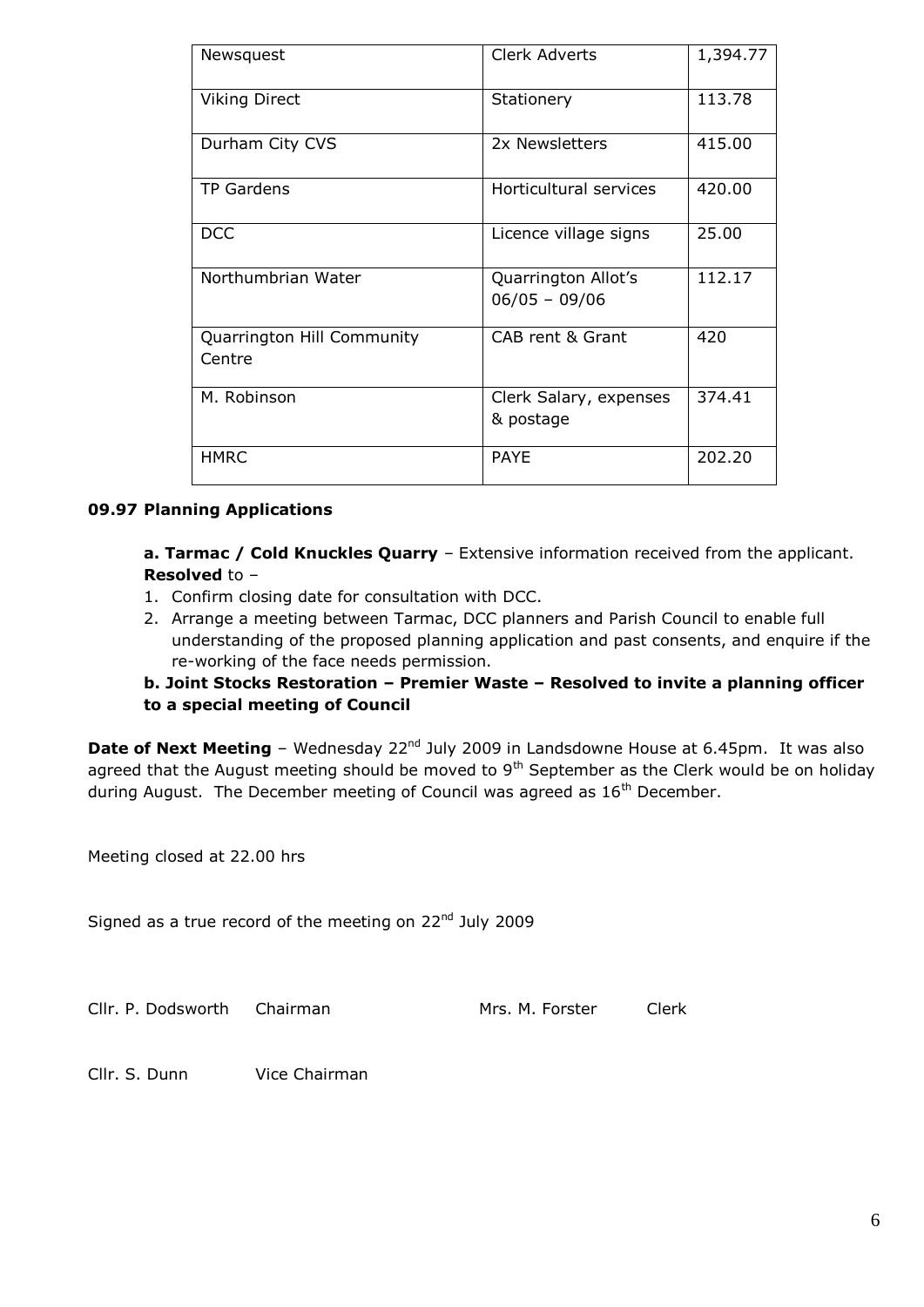| | | |
|---|---|---|
| Newsquest | Clerk Adverts | 1,394.77 |
| Viking Direct | Stationery | 113.78 |
| Durham City CVS | 2x Newsletters | 415.00 |
| TP Gardens | Horticultural services | 420.00 |
| DCC | Licence village signs | 25.00 |
| Northumbrian Water | Quarrington Allot's 06/05 – 09/06 | 112.17 |
| Quarrington Hill Community Centre | CAB rent & Grant | 420 |
| M. Robinson | Clerk Salary, expenses & postage | 374.41 |
| HMRC | PAYE | 202.20 |

**09.97 Planning Applications**

**a. Tarmac / Cold Knuckles Quarry** – Extensive information received from the applicant. **Resolved** to –

1. Confirm closing date for consultation with DCC.
2. Arrange a meeting between Tarmac, DCC planners and Parish Council to enable full understanding of the proposed planning application and past consents, and enquire if the re-working of the face needs permission.

**b. Joint Stocks Restoration – Premier Waste – Resolved to invite a planning officer to a special meeting of Council**

**Date of Next Meeting** – Wednesday 22nd July 2009 in Landsdowne House at 6.45pm. It was also agreed that the August meeting should be moved to 9th September as the Clerk would be on holiday during August. The December meeting of Council was agreed as 16th December.

Meeting closed at 22.00 hrs

Signed as a true record of the meeting on 22nd July 2009

Cllr. P. Dodsworth Chairman

Mrs. M. Forster Clerk

Cllr. S. Dunn Vice Chairman